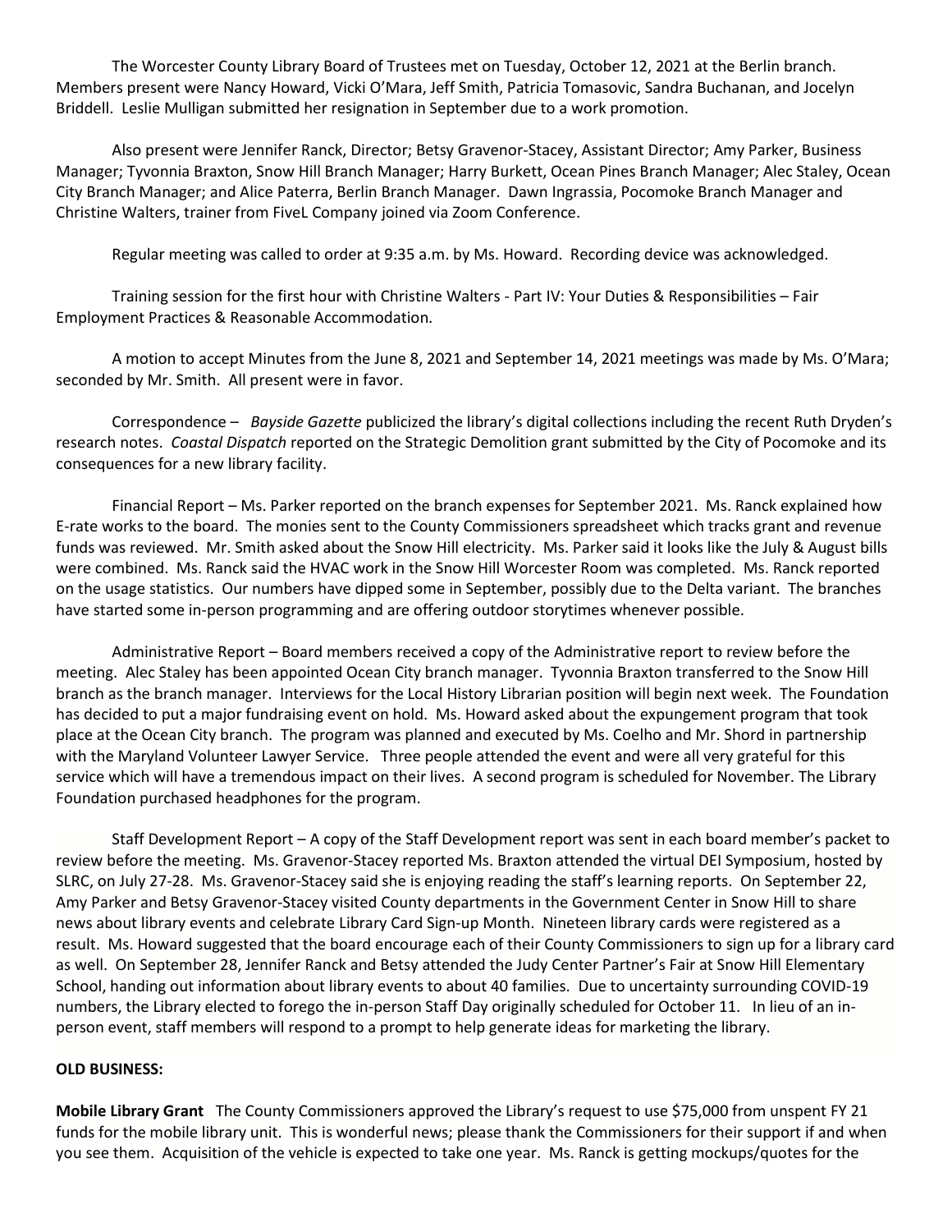The Worcester County Library Board of Trustees met on Tuesday, October 12, 2021 at the Berlin branch. Members present were Nancy Howard, Vicki O'Mara, Jeff Smith, Patricia Tomasovic, Sandra Buchanan, and Jocelyn Briddell. Leslie Mulligan submitted her resignation in September due to a work promotion.

Also present were Jennifer Ranck, Director; Betsy Gravenor-Stacey, Assistant Director; Amy Parker, Business Manager; Tyvonnia Braxton, Snow Hill Branch Manager; Harry Burkett, Ocean Pines Branch Manager; Alec Staley, Ocean City Branch Manager; and Alice Paterra, Berlin Branch Manager. Dawn Ingrassia, Pocomoke Branch Manager and Christine Walters, trainer from FiveL Company joined via Zoom Conference.

Regular meeting was called to order at 9:35 a.m. by Ms. Howard. Recording device was acknowledged.

Training session for the first hour with Christine Walters - Part IV: Your Duties & Responsibilities – Fair Employment Practices & Reasonable Accommodation.

A motion to accept Minutes from the June 8, 2021 and September 14, 2021 meetings was made by Ms. O'Mara; seconded by Mr. Smith. All present were in favor.

Correspondence – *Bayside Gazette* publicized the library's digital collections including the recent Ruth Dryden's research notes. *Coastal Dispatch* reported on the Strategic Demolition grant submitted by the City of Pocomoke and its consequences for a new library facility.

Financial Report – Ms. Parker reported on the branch expenses for September 2021. Ms. Ranck explained how E-rate works to the board. The monies sent to the County Commissioners spreadsheet which tracks grant and revenue funds was reviewed. Mr. Smith asked about the Snow Hill electricity. Ms. Parker said it looks like the July & August bills were combined. Ms. Ranck said the HVAC work in the Snow Hill Worcester Room was completed. Ms. Ranck reported on the usage statistics. Our numbers have dipped some in September, possibly due to the Delta variant. The branches have started some in-person programming and are offering outdoor storytimes whenever possible.

Administrative Report – Board members received a copy of the Administrative report to review before the meeting. Alec Staley has been appointed Ocean City branch manager. Tyvonnia Braxton transferred to the Snow Hill branch as the branch manager. Interviews for the Local History Librarian position will begin next week. The Foundation has decided to put a major fundraising event on hold. Ms. Howard asked about the expungement program that took place at the Ocean City branch. The program was planned and executed by Ms. Coelho and Mr. Shord in partnership with the Maryland Volunteer Lawyer Service. Three people attended the event and were all very grateful for this service which will have a tremendous impact on their lives. A second program is scheduled for November. The Library Foundation purchased headphones for the program.

Staff Development Report – A copy of the Staff Development report was sent in each board member's packet to review before the meeting. Ms. Gravenor-Stacey reported Ms. Braxton attended the virtual DEI Symposium, hosted by SLRC, on July 27-28. Ms. Gravenor-Stacey said she is enjoying reading the staff's learning reports. On September 22, Amy Parker and Betsy Gravenor-Stacey visited County departments in the Government Center in Snow Hill to share news about library events and celebrate Library Card Sign-up Month. Nineteen library cards were registered as a result. Ms. Howard suggested that the board encourage each of their County Commissioners to sign up for a library card as well. On September 28, Jennifer Ranck and Betsy attended the Judy Center Partner's Fair at Snow Hill Elementary School, handing out information about library events to about 40 families. Due to uncertainty surrounding COVID-19 numbers, the Library elected to forego the in-person Staff Day originally scheduled for October 11. In lieu of an in-person event, staff members will respond to a prompt to help generate ideas for marketing the library.

**OLD BUSINESS:**

**Mobile Library Grant** The County Commissioners approved the Library's request to use $75,000 from unspent FY 21 funds for the mobile library unit. This is wonderful news; please thank the Commissioners for their support if and when you see them. Acquisition of the vehicle is expected to take one year. Ms. Ranck is getting mockups/quotes for the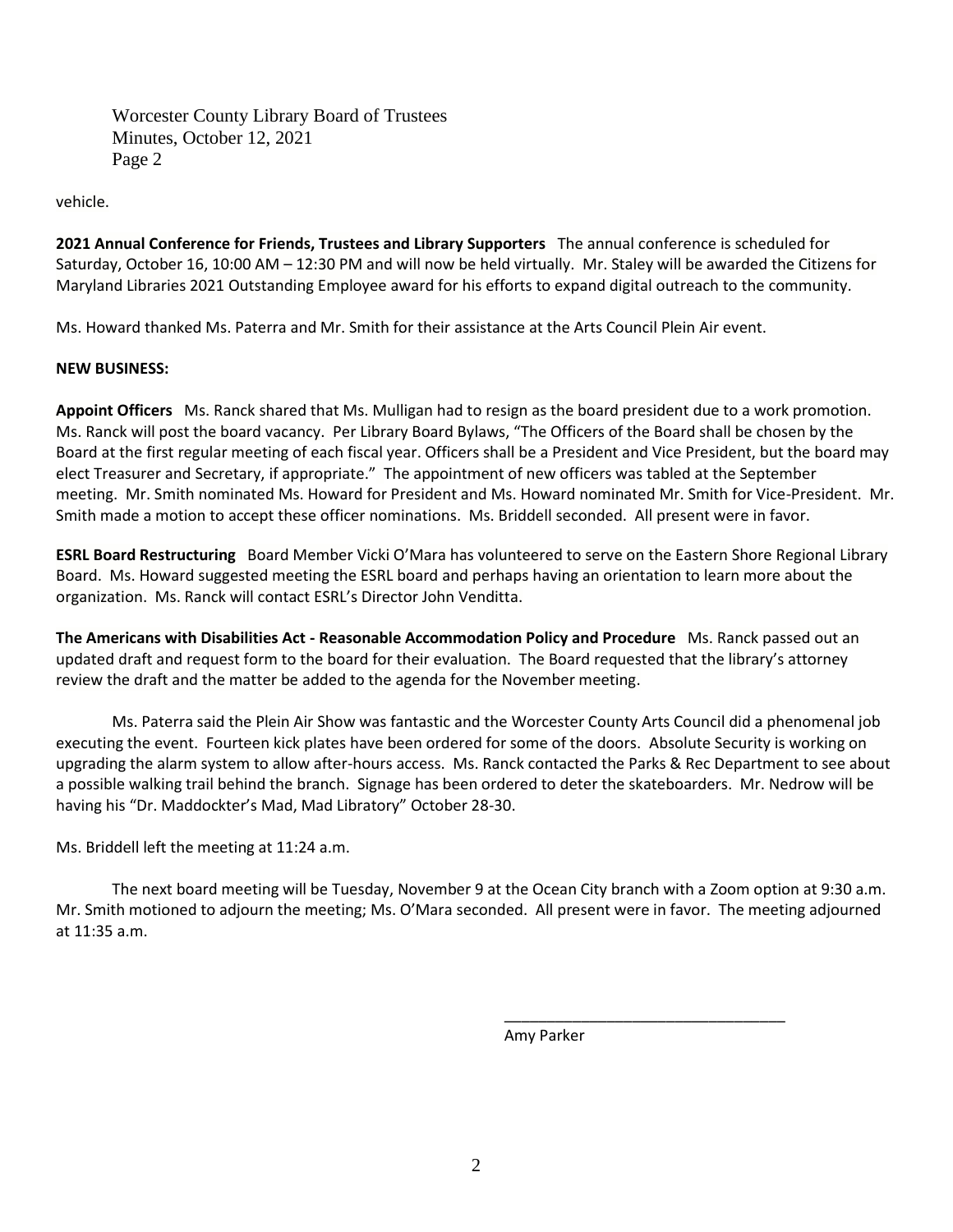vehicle.

**2021 Annual Conference for Friends, Trustees and Library Supporters** The annual conference is scheduled for Saturday, October 16, 10:00 AM – 12:30 PM and will now be held virtually. Mr. Staley will be awarded the Citizens for Maryland Libraries 2021 Outstanding Employee award for his efforts to expand digital outreach to the community.

Ms. Howard thanked Ms. Paterra and Mr. Smith for their assistance at the Arts Council Plein Air event.

**NEW BUSINESS:**

**Appoint Officers** Ms. Ranck shared that Ms. Mulligan had to resign as the board president due to a work promotion. Ms. Ranck will post the board vacancy. Per Library Board Bylaws, "The Officers of the Board shall be chosen by the Board at the first regular meeting of each fiscal year. Officers shall be a President and Vice President, but the board may elect Treasurer and Secretary, if appropriate." The appointment of new officers was tabled at the September meeting. Mr. Smith nominated Ms. Howard for President and Ms. Howard nominated Mr. Smith for Vice-President. Mr. Smith made a motion to accept these officer nominations. Ms. Briddell seconded. All present were in favor.

**ESRL Board Restructuring** Board Member Vicki O'Mara has volunteered to serve on the Eastern Shore Regional Library Board. Ms. Howard suggested meeting the ESRL board and perhaps having an orientation to learn more about the organization. Ms. Ranck will contact ESRL's Director John Venditta.

**The Americans with Disabilities Act - Reasonable Accommodation Policy and Procedure** Ms. Ranck passed out an updated draft and request form to the board for their evaluation. The Board requested that the library's attorney review the draft and the matter be added to the agenda for the November meeting.

Ms. Paterra said the Plein Air Show was fantastic and the Worcester County Arts Council did a phenomenal job executing the event. Fourteen kick plates have been ordered for some of the doors. Absolute Security is working on upgrading the alarm system to allow after-hours access. Ms. Ranck contacted the Parks & Rec Department to see about a possible walking trail behind the branch. Signage has been ordered to deter the skateboarders. Mr. Nedrow will be having his "Dr. Maddockter's Mad, Mad Libratory" October 28-30.

Ms. Briddell left the meeting at 11:24 a.m.

The next board meeting will be Tuesday, November 9 at the Ocean City branch with a Zoom option at 9:30 a.m. Mr. Smith motioned to adjourn the meeting; Ms. O'Mara seconded. All present were in favor. The meeting adjourned at 11:35 a.m.

\_\_\_\_\_\_\_\_\_\_\_\_\_\_\_\_\_\_\_\_\_\_\_\_\_\_\_\_\_\_\_\_\_\_

Amy Parker